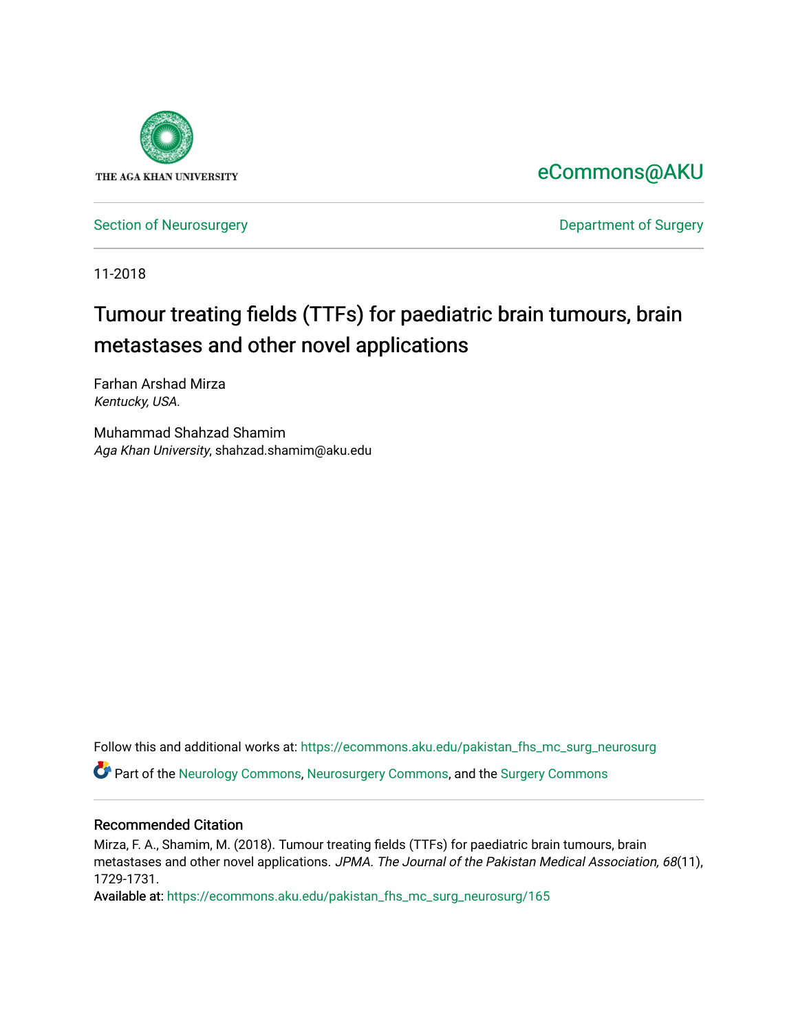THE AGA KHAN UNIVERSITY

eCommons@AKU

Section of Neurosurgery

Department of Surgery

11-2018

# Tumour treating fields (TTFs) for paediatric brain tumours, brain metastases and other novel applications

Farhan Arshad Mirza
*Kentucky, USA.*

Muhammad Shahzad Shamim
*Aga Khan University*, shahzad.shamim@aku.edu

Follow this and additional works at: https://ecommons.aku.edu/pakistan_fhs_mc_surg_neurosurg

Part of the Neurology Commons, Neurosurgery Commons, and the Surgery Commons

## Recommended Citation

Mirza, F. A., Shamim, M. (2018). Tumour treating fields (TTFs) for paediatric brain tumours, brain metastases and other novel applications. *JPMA. The Journal of the Pakistan Medical Association, 68*(11), 1729-1731.

Available at: https://ecommons.aku.edu/pakistan_fhs_mc_surg_neurosurg/165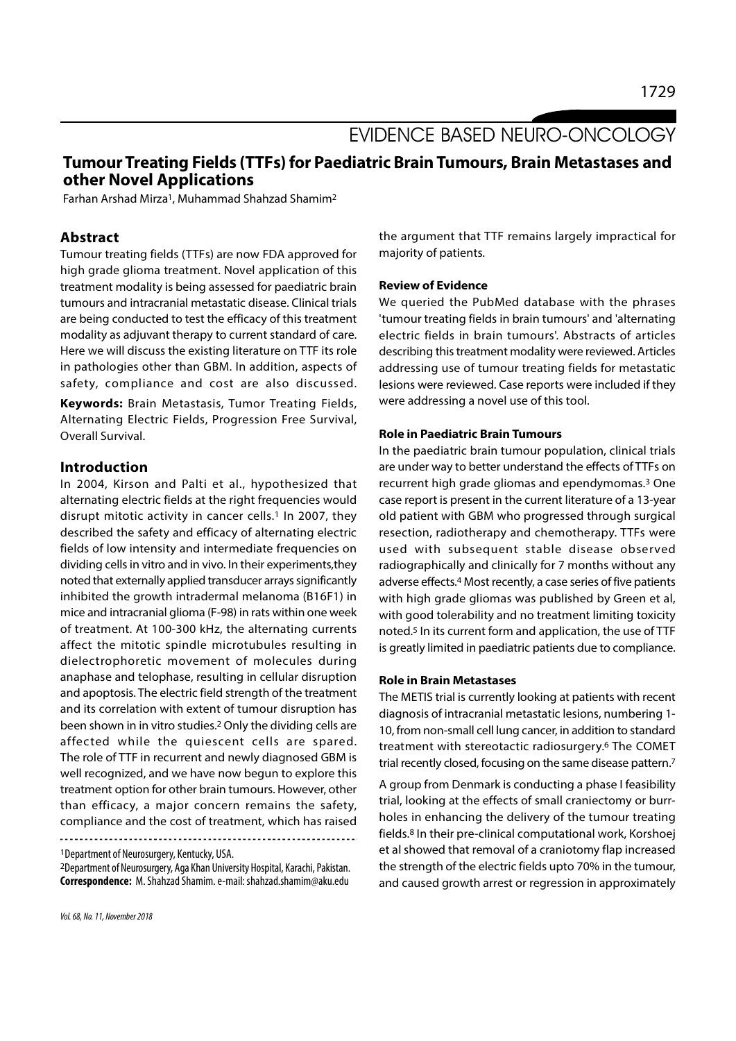# EVIDENCE BASED NEURO-ONCOLOGY

## Tumour Treating Fields (TTFs) for Paediatric Brain Tumours, Brain Metastases and other Novel Applications

Farhan Arshad Mirza[1], Muhammad Shahzad Shamim[2]

### Abstract

Tumour treating fields (TTFs) are now FDA approved for high grade glioma treatment. Novel application of this treatment modality is being assessed for paediatric brain tumours and intracranial metastatic disease. Clinical trials are being conducted to test the efficacy of this treatment modality as adjuvant therapy to current standard of care. Here we will discuss the existing literature on TTF its role in pathologies other than GBM. In addition, aspects of safety, compliance and cost are also discussed.

**Keywords:** Brain Metastasis, Tumor Treating Fields, Alternating Electric Fields, Progression Free Survival, Overall Survival.

### Introduction

In 2004, Kirson and Palti et al., hypothesized that alternating electric fields at the right frequencies would disrupt mitotic activity in cancer cells.[1] In 2007, they described the safety and efficacy of alternating electric fields of low intensity and intermediate frequencies on dividing cells in vitro and in vivo. In their experiments,they noted that externally applied transducer arrays significantly inhibited the growth intradermal melanoma (B16F1) in mice and intracranial glioma (F-98) in rats within one week of treatment. At 100-300 kHz, the alternating currents affect the mitotic spindle microtubules resulting in dielectrophoretic movement of molecules during anaphase and telophase, resulting in cellular disruption and apoptosis. The electric field strength of the treatment and its correlation with extent of tumour disruption has been shown in in vitro studies.[2] Only the dividing cells are affected while the quiescent cells are spared. The role of TTF in recurrent and newly diagnosed GBM is well recognized, and we have now begun to explore this treatment option for other brain tumours. However, other than efficacy, a major concern remains the safety, compliance and the cost of treatment, which has raised the argument that TTF remains largely impractical for majority of patients.

[1]Department of Neurosurgery, Kentucky, USA.

[2]Department of Neurosurgery, Aga Khan University Hospital, Karachi, Pakistan.

**Correspondence:** M. Shahzad Shamim. e-mail: shahzad.shamim@aku.edu

#### Review of Evidence

We queried the PubMed database with the phrases 'tumour treating fields in brain tumours' and 'alternating electric fields in brain tumours'. Abstracts of articles describing this treatment modality were reviewed. Articles addressing use of tumour treating fields for metastatic lesions were reviewed. Case reports were included if they were addressing a novel use of this tool.

#### Role in Paediatric Brain Tumours

In the paediatric brain tumour population, clinical trials are under way to better understand the effects of TTFs on recurrent high grade gliomas and ependymomas.[3] One case report is present in the current literature of a 13-year old patient with GBM who progressed through surgical resection, radiotherapy and chemotherapy. TTFs were used with subsequent stable disease observed radiographically and clinically for 7 months without any adverse effects.[4] Most recently, a case series of five patients with high grade gliomas was published by Green et al, with good tolerability and no treatment limiting toxicity noted.[5] In its current form and application, the use of TTF is greatly limited in paediatric patients due to compliance.

#### Role in Brain Metastases

The METIS trial is currently looking at patients with recent diagnosis of intracranial metastatic lesions, numbering 1-10, from non-small cell lung cancer, in addition to standard treatment with stereotactic radiosurgery.[6] The COMET trial recently closed, focusing on the same disease pattern.[7]

A group from Denmark is conducting a phase I feasibility trial, looking at the effects of small craniectomy or burr-holes in enhancing the delivery of the tumour treating fields.[8] In their pre-clinical computational work, Korshoej et al showed that removal of a craniotomy flap increased the strength of the electric fields upto 70% in the tumour, and caused growth arrest or regression in approximately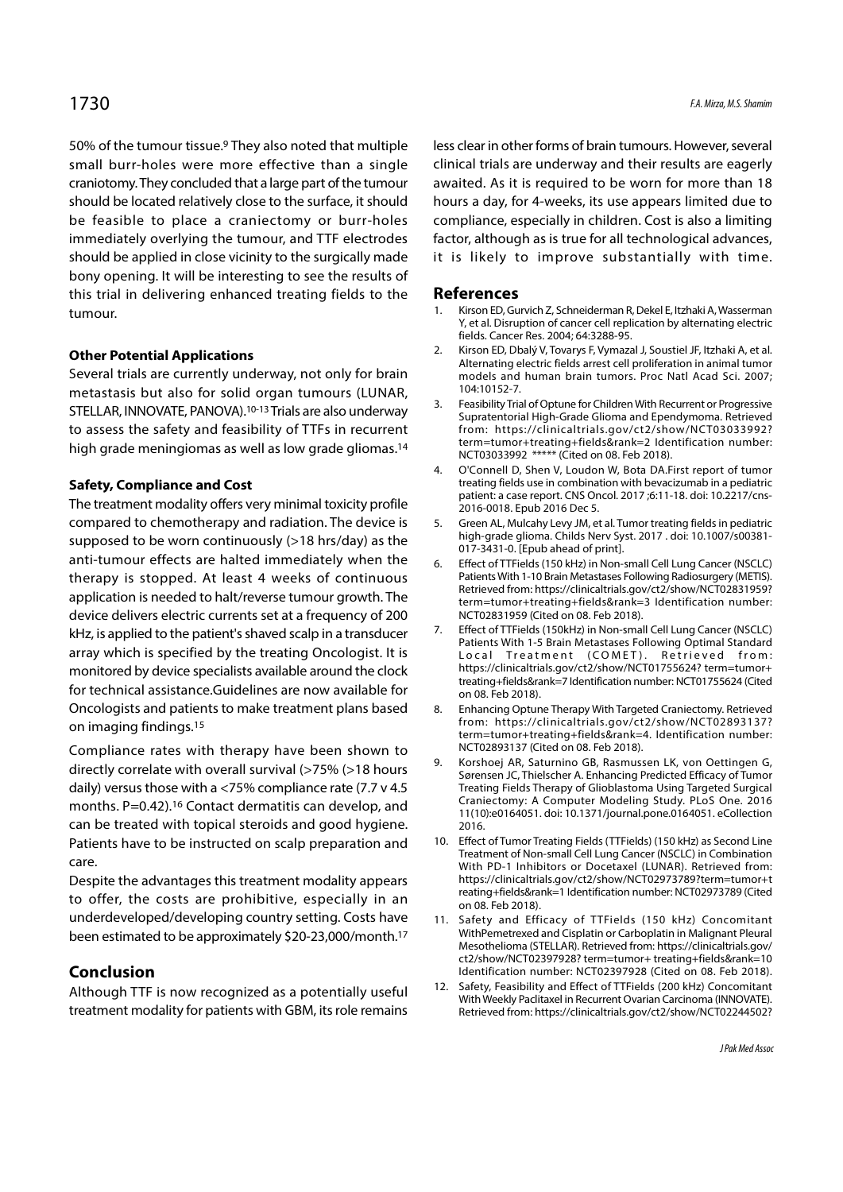50% of the tumour tissue.[9] They also noted that multiple small burr-holes were more effective than a single craniotomy. They concluded that a large part of the tumour should be located relatively close to the surface, it should be feasible to place a craniectomy or burr-holes immediately overlying the tumour, and TTF electrodes should be applied in close vicinity to the surgically made bony opening. It will be interesting to see the results of this trial in delivering enhanced treating fields to the tumour.

### Other Potential Applications

Several trials are currently underway, not only for brain metastasis but also for solid organ tumours (LUNAR, STELLAR, INNOVATE, PANOVA).[10-13] Trials are also underway to assess the safety and feasibility of TTFs in recurrent high grade meningiomas as well as low grade gliomas.[14]

### Safety, Compliance and Cost

The treatment modality offers very minimal toxicity profile compared to chemotherapy and radiation. The device is supposed to be worn continuously (>18 hrs/day) as the anti-tumour effects are halted immediately when the therapy is stopped. At least 4 weeks of continuous application is needed to halt/reverse tumour growth. The device delivers electric currents set at a frequency of 200 kHz, is applied to the patient's shaved scalp in a transducer array which is specified by the treating Oncologist. It is monitored by device specialists available around the clock for technical assistance.Guidelines are now available for Oncologists and patients to make treatment plans based on imaging findings.[15]

Compliance rates with therapy have been shown to directly correlate with overall survival (>75% (>18 hours daily) versus those with a <75% compliance rate (7.7 v 4.5 months. P=0.42).[16] Contact dermatitis can develop, and can be treated with topical steroids and good hygiene. Patients have to be instructed on scalp preparation and care.

Despite the advantages this treatment modality appears to offer, the costs are prohibitive, especially in an underdeveloped/developing country setting. Costs have been estimated to be approximately $20-23,000/month.[17]

## Conclusion

Although TTF is now recognized as a potentially useful treatment modality for patients with GBM, its role remains less clear in other forms of brain tumours. However, several clinical trials are underway and their results are eagerly awaited. As it is required to be worn for more than 18 hours a day, for 4-weeks, its use appears limited due to compliance, especially in children. Cost is also a limiting factor, although as is true for all technological advances, it is likely to improve substantially with time.

## References

1. Kirson ED, Gurvich Z, Schneiderman R, Dekel E, Itzhaki A, Wasserman Y, et al. Disruption of cancer cell replication by alternating electric fields. Cancer Res. 2004; 64:3288-95.
2. Kirson ED, Dbalý V, Tovarys F, Vymazal J, Soustiel JF, Itzhaki A, et al. Alternating electric fields arrest cell proliferation in animal tumor models and human brain tumors. Proc Natl Acad Sci. 2007; 104:10152-7.
3. Feasibility Trial of Optune for Children With Recurrent or Progressive Supratentorial High-Grade Glioma and Ependymoma. Retrieved from: https://clinicaltrials.gov/ct2/show/NCT03033992?term=tumor+treating+fields&rank=2 Identification number: NCT03033992 ***** (Cited on 08. Feb 2018).
4. O'Connell D, Shen V, Loudon W, Bota DA.First report of tumor treating fields use in combination with bevacizumab in a pediatric patient: a case report. CNS Oncol. 2017 ;6:11-18. doi: 10.2217/cns-2016-0018. Epub 2016 Dec 5.
5. Green AL, Mulcahy Levy JM, et al. Tumor treating fields in pediatric high-grade glioma. Childs Nerv Syst. 2017 . doi: 10.1007/s00381-017-3431-0. [Epub ahead of print].
6. Effect of TTFields (150 kHz) in Non-small Cell Lung Cancer (NSCLC) Patients With 1-10 Brain Metastases Following Radiosurgery (METIS). Retrieved from: https://clinicaltrials.gov/ct2/show/NCT02831959?term=tumor+treating+fields&rank=3 Identification number: NCT02831959 (Cited on 08. Feb 2018).
7. Effect of TTFields (150kHz) in Non-small Cell Lung Cancer (NSCLC) Patients With 1-5 Brain Metastases Following Optimal Standard Local Treatment (COMET). Retrieved from: https://clinicaltrials.gov/ct2/show/NCT01755624? term=tumor+treating+fields&rank=7 Identification number: NCT01755624 (Cited on 08. Feb 2018).
8. Enhancing Optune Therapy With Targeted Craniectomy. Retrieved from: https://clinicaltrials.gov/ct2/show/NCT02893137?term=tumor+treating+fields&rank=4. Identification number: NCT02893137 (Cited on 08. Feb 2018).
9. Korshoej AR, Saturnino GB, Rasmussen LK, von Oettingen G, Sørensen JC, Thielscher A. Enhancing Predicted Efficacy of Tumor Treating Fields Therapy of Glioblastoma Using Targeted Surgical Craniectomy: A Computer Modeling Study. PLoS One. 2016 11(10):e0164051. doi: 10.1371/journal.pone.0164051. eCollection 2016.
10. Effect of Tumor Treating Fields (TTFields) (150 kHz) as Second Line Treatment of Non-small Cell Lung Cancer (NSCLC) in Combination With PD-1 Inhibitors or Docetaxel (LUNAR). Retrieved from: https://clinicaltrials.gov/ct2/show/NCT02973789?term=tumor+treating+fields&rank=1 Identification number: NCT02973789 (Cited on 08. Feb 2018).
11. Safety and Efficacy of TTFields (150 kHz) Concomitant WithPemetrexed and Cisplatin or Carboplatin in Malignant Pleural Mesothelioma (STELLAR). Retrieved from: https://clinicaltrials.gov/ct2/show/NCT02397928? term=tumor+ treating+fields&rank=10 Identification number: NCT02397928 (Cited on 08. Feb 2018).
12. Safety, Feasibility and Effect of TTFields (200 kHz) Concomitant With Weekly Paclitaxel in Recurrent Ovarian Carcinoma (INNOVATE). Retrieved from: https://clinicaltrials.gov/ct2/show/NCT02244502?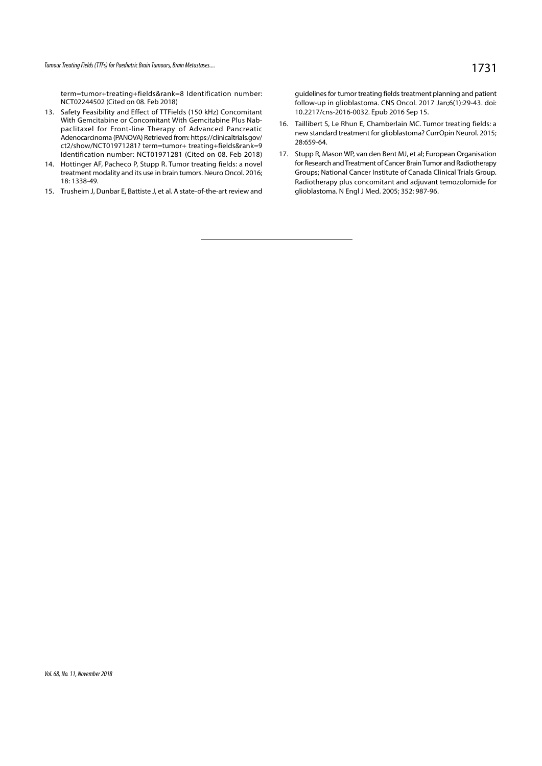term=tumor+treating+fields&rank=8 Identification number: NCT02244502 (Cited on 08. Feb 2018)

13. Safety Feasibility and Effect of TTFields (150 kHz) Concomitant With Gemcitabine or Concomitant With Gemcitabine Plus Nab-paclitaxel for Front-line Therapy of Advanced Pancreatic Adenocarcinoma (PANOVA) Retrieved from: https://clinicaltrials.gov/ct2/show/NCT01971281? term=tumor+ treating+fields&rank=9 Identification number: NCT01971281 (Cited on 08. Feb 2018)
14. Hottinger AF, Pacheco P, Stupp R. Tumor treating fields: a novel treatment modality and its use in brain tumors. Neuro Oncol. 2016; 18: 1338-49.
15. Trusheim J, Dunbar E, Battiste J, et al. A state-of-the-art review and guidelines for tumor treating fields treatment planning and patient follow-up in glioblastoma. CNS Oncol. 2017 Jan;6(1):29-43. doi: 10.2217/cns-2016-0032. Epub 2016 Sep 15.
16. Taillibert S, Le Rhun E, Chamberlain MC. Tumor treating fields: a new standard treatment for glioblastoma? CurrOpin Neurol. 2015; 28:659-64.
17. Stupp R, Mason WP, van den Bent MJ, et al; European Organisation for Research and Treatment of Cancer Brain Tumor and Radiotherapy Groups; National Cancer Institute of Canada Clinical Trials Group. Radiotherapy plus concomitant and adjuvant temozolomide for glioblastoma. N Engl J Med. 2005; 352: 987-96.